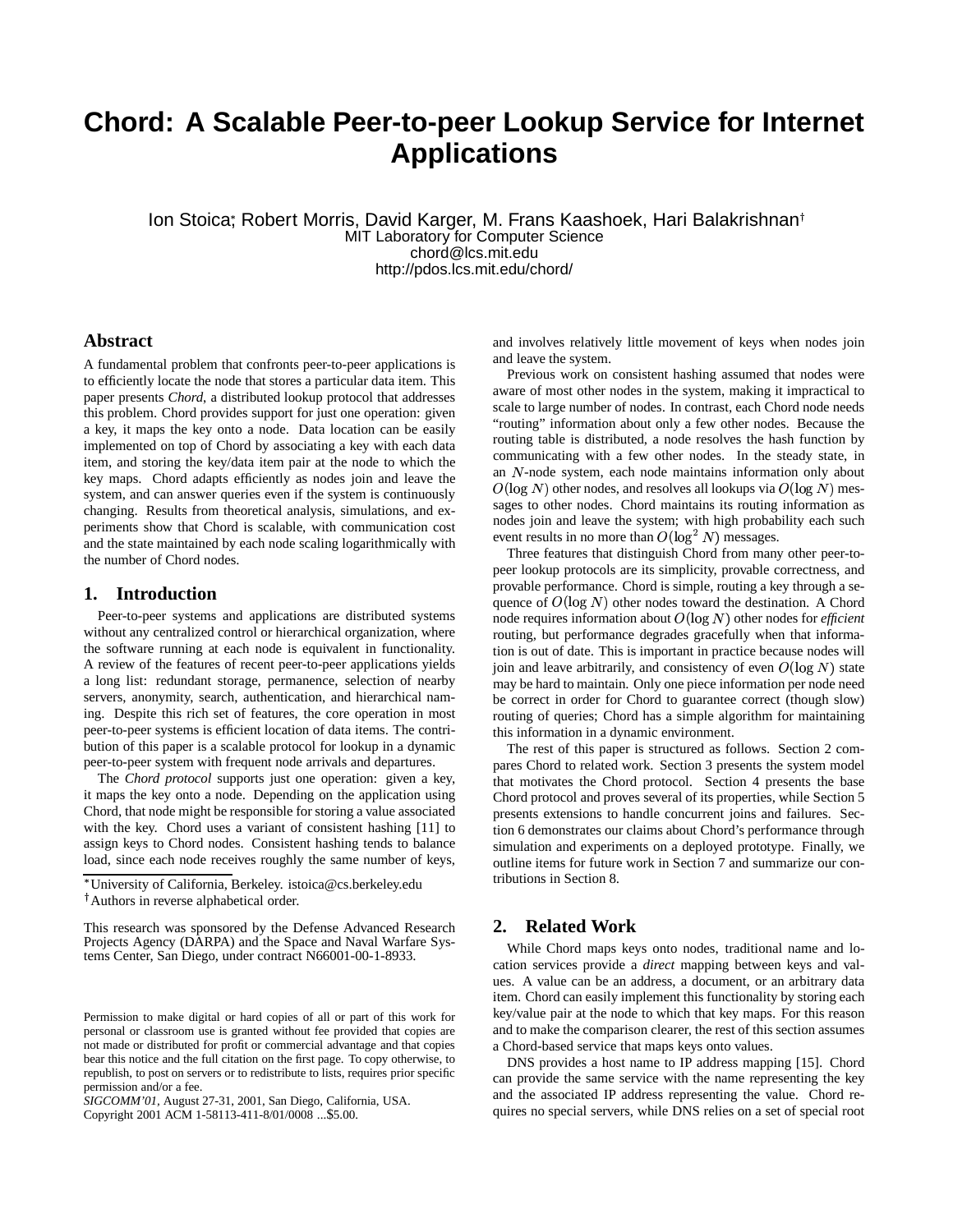# Chord: A Scalable Peer-to-peer Lookup Service for Internet Applications

Ion Stoica[*], Robert Morris, David Karger, M. Frans Kaashoek, Hari Balakrishnan[†]
MIT Laboratory for Computer Science
chord@lcs.mit.edu
http://pdos.lcs.mit.edu/chord/

## Abstract

A fundamental problem that confronts peer-to-peer applications is to efficiently locate the node that stores a particular data item. This paper presents *Chord*, a distributed lookup protocol that addresses this problem. Chord provides support for just one operation: given a key, it maps the key onto a node. Data location can be easily implemented on top of Chord by associating a key with each data item, and storing the key/data item pair at the node to which the key maps. Chord adapts efficiently as nodes join and leave the system, and can answer queries even if the system is continuously changing. Results from theoretical analysis, simulations, and experiments show that Chord is scalable, with communication cost and the state maintained by each node scaling logarithmically with the number of Chord nodes.

## 1. Introduction

Peer-to-peer systems and applications are distributed systems without any centralized control or hierarchical organization, where the software running at each node is equivalent in functionality. A review of the features of recent peer-to-peer applications yields a long list: redundant storage, permanence, selection of nearby servers, anonymity, search, authentication, and hierarchical naming. Despite this rich set of features, the core operation in most peer-to-peer systems is efficient location of data items. The contribution of this paper is a scalable protocol for lookup in a dynamic peer-to-peer system with frequent node arrivals and departures.

The *Chord protocol* supports just one operation: given a key, it maps the key onto a node. Depending on the application using Chord, that node might be responsible for storing a value associated with the key. Chord uses a variant of consistent hashing [11] to assign keys to Chord nodes. Consistent hashing tends to balance load, since each node receives roughly the same number of keys, and involves relatively little movement of keys when nodes join and leave the system.

[*]University of California, Berkeley. istoica@cs.berkeley.edu
[†]Authors in reverse alphabetical order.

This research was sponsored by the Defense Advanced Research Projects Agency (DARPA) and the Space and Naval Warfare Systems Center, San Diego, under contract N66001-00-1-8933.

Permission to make digital or hard copies of all or part of this work for personal or classroom use is granted without fee provided that copies are not made or distributed for profit or commercial advantage and that copies bear this notice and the full citation on the first page. To copy otherwise, to republish, to post on servers or to redistribute to lists, requires prior specific permission and/or a fee.
*SIGCOMM'01*, August 27-31, 2001, San Diego, California, USA.
Copyright 2001 ACM 1-58113-411-8/01/0008 ...$5.00.

Previous work on consistent hashing assumed that nodes were aware of most other nodes in the system, making it impractical to scale to large number of nodes. In contrast, each Chord node needs "routing" information about only a few other nodes. Because the routing table is distributed, a node resolves the hash function by communicating with a few other nodes. In the steady state, in an $N$-node system, each node maintains information only about $O(\log N)$ other nodes, and resolves all lookups via $O(\log N)$ messages to other nodes. Chord maintains its routing information as nodes join and leave the system; with high probability each such event results in no more than $O(\log^2 N)$ messages.

Three features that distinguish Chord from many other peer-to-peer lookup protocols are its simplicity, provable correctness, and provable performance. Chord is simple, routing a key through a sequence of $O(\log N)$ other nodes toward the destination. A Chord node requires information about $O(\log N)$ other nodes for *efficient* routing, but performance degrades gracefully when that information is out of date. This is important in practice because nodes will join and leave arbitrarily, and consistency of even $O(\log N)$ state may be hard to maintain. Only one piece information per node need be correct in order for Chord to guarantee correct (though slow) routing of queries; Chord has a simple algorithm for maintaining this information in a dynamic environment.

The rest of this paper is structured as follows. Section 2 compares Chord to related work. Section 3 presents the system model that motivates the Chord protocol. Section 4 presents the base Chord protocol and proves several of its properties, while Section 5 presents extensions to handle concurrent joins and failures. Section 6 demonstrates our claims about Chord's performance through simulation and experiments on a deployed prototype. Finally, we outline items for future work in Section 7 and summarize our contributions in Section 8.

## 2. Related Work

While Chord maps keys onto nodes, traditional name and location services provide a *direct* mapping between keys and values. A value can be an address, a document, or an arbitrary data item. Chord can easily implement this functionality by storing each key/value pair at the node to which that key maps. For this reason and to make the comparison clearer, the rest of this section assumes a Chord-based service that maps keys onto values.

DNS provides a host name to IP address mapping [15]. Chord can provide the same service with the name representing the key and the associated IP address representing the value. Chord requires no special servers, while DNS relies on a set of special root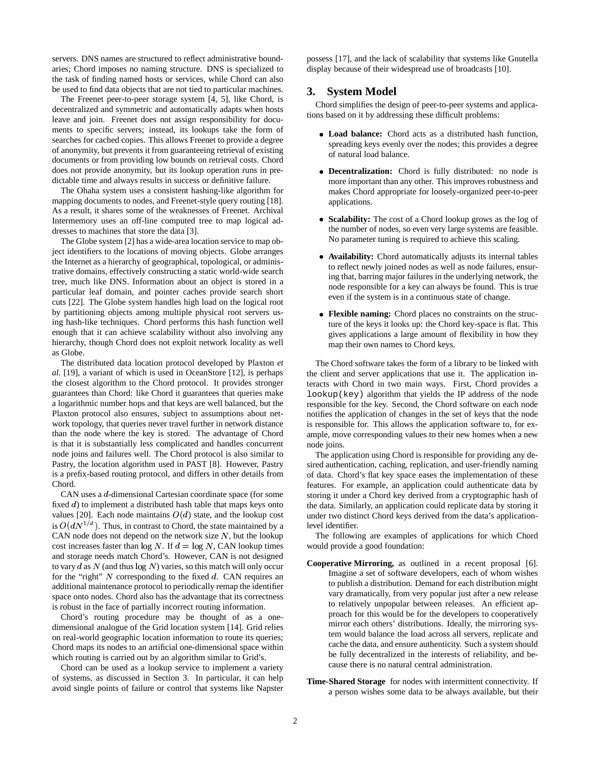servers. DNS names are structured to reflect administrative boundaries; Chord imposes no naming structure. DNS is specialized to the task of finding named hosts or services, while Chord can also be used to find data objects that are not tied to particular machines.

The Freenet peer-to-peer storage system [4, 5], like Chord, is decentralized and symmetric and automatically adapts when hosts leave and join. Freenet does not assign responsibility for documents to specific servers; instead, its lookups take the form of searches for cached copies. This allows Freenet to provide a degree of anonymity, but prevents it from guaranteeing retrieval of existing documents or from providing low bounds on retrieval costs. Chord does not provide anonymity, but its lookup operation runs in predictable time and always results in success or definitive failure.

The Ohaha system uses a consistent hashing-like algorithm for mapping documents to nodes, and Freenet-style query routing [18]. As a result, it shares some of the weaknesses of Freenet. Archival Intermemory uses an off-line computed tree to map logical addresses to machines that store the data [3].

The Globe system [2] has a wide-area location service to map object identifiers to the locations of moving objects. Globe arranges the Internet as a hierarchy of geographical, topological, or administrative domains, effectively constructing a static world-wide search tree, much like DNS. Information about an object is stored in a particular leaf domain, and pointer caches provide search short cuts [22]. The Globe system handles high load on the logical root by partitioning objects among multiple physical root servers using hash-like techniques. Chord performs this hash function well enough that it can achieve scalability without also involving any hierarchy, though Chord does not exploit network locality as well as Globe.

The distributed data location protocol developed by Plaxton *et al.* [19], a variant of which is used in OceanStore [12], is perhaps the closest algorithm to the Chord protocol. It provides stronger guarantees than Chord: like Chord it guarantees that queries make a logarithmic number hops and that keys are well balanced, but the Plaxton protocol also ensures, subject to assumptions about network topology, that queries never travel further in network distance than the node where the key is stored. The advantage of Chord is that it is substantially less complicated and handles concurrent node joins and failures well. The Chord protocol is also similar to Pastry, the location algorithm used in PAST [8]. However, Pastry is a prefix-based routing protocol, and differs in other details from Chord.

CAN uses a $d$-dimensional Cartesian coordinate space (for some fixed $d$) to implement a distributed hash table that maps keys onto values [20]. Each node maintains $O(d)$ state, and the lookup cost is $O(dN^{1/d})$. Thus, in contrast to Chord, the state maintained by a CAN node does not depend on the network size $N$, but the lookup cost increases faster than $\log N$. If $d = \log N$, CAN lookup times and storage needs match Chord's. However, CAN is not designed to vary $d$ as $N$ (and thus $\log N$) varies, so this match will only occur for the "right" $N$ corresponding to the fixed $d$. CAN requires an additional maintenance protocol to periodically remap the identifier space onto nodes. Chord also has the advantage that its correctness is robust in the face of partially incorrect routing information.

Chord's routing procedure may be thought of as a one-dimensional analogue of the Grid location system [14]. Grid relies on real-world geographic location information to route its queries; Chord maps its nodes to an artificial one-dimensional space within which routing is carried out by an algorithm similar to Grid's.

Chord can be used as a lookup service to implement a variety of systems, as discussed in Section 3. In particular, it can help avoid single points of failure or control that systems like Napster possess [17], and the lack of scalability that systems like Gnutella display because of their widespread use of broadcasts [10].

## 3. System Model

Chord simplifies the design of peer-to-peer systems and applications based on it by addressing these difficult problems:

- **Load balance:** Chord acts as a distributed hash function, spreading keys evenly over the nodes; this provides a degree of natural load balance.
- **Decentralization:** Chord is fully distributed: no node is more important than any other. This improves robustness and makes Chord appropriate for loosely-organized peer-to-peer applications.
- **Scalability:** The cost of a Chord lookup grows as the log of the number of nodes, so even very large systems are feasible. No parameter tuning is required to achieve this scaling.
- **Availability:** Chord automatically adjusts its internal tables to reflect newly joined nodes as well as node failures, ensuring that, barring major failures in the underlying network, the node responsible for a key can always be found. This is true even if the system is in a continuous state of change.
- **Flexible naming:** Chord places no constraints on the structure of the keys it looks up: the Chord key-space is flat. This gives applications a large amount of flexibility in how they map their own names to Chord keys.

The Chord software takes the form of a library to be linked with the client and server applications that use it. The application interacts with Chord in two main ways. First, Chord provides a `lookup(key)` algorithm that yields the IP address of the node responsible for the key. Second, the Chord software on each node notifies the application of changes in the set of keys that the node is responsible for. This allows the application software to, for example, move corresponding values to their new homes when a new node joins.

The application using Chord is responsible for providing any desired authentication, caching, replication, and user-friendly naming of data. Chord's flat key space eases the implementation of these features. For example, an application could authenticate data by storing it under a Chord key derived from a cryptographic hash of the data. Similarly, an application could replicate data by storing it under two distinct Chord keys derived from the data's application-level identifier.

The following are examples of applications for which Chord would provide a good foundation:

**Cooperative Mirroring,** as outlined in a recent proposal [6]. Imagine a set of software developers, each of whom wishes to publish a distribution. Demand for each distribution might vary dramatically, from very popular just after a new release to relatively unpopular between releases. An efficient approach for this would be for the developers to cooperatively mirror each others' distributions. Ideally, the mirroring system would balance the load across all servers, replicate and cache the data, and ensure authenticity. Such a system should be fully decentralized in the interests of reliability, and because there is no natural central administration.

**Time-Shared Storage** for nodes with intermittent connectivity. If a person wishes some data to be always available, but their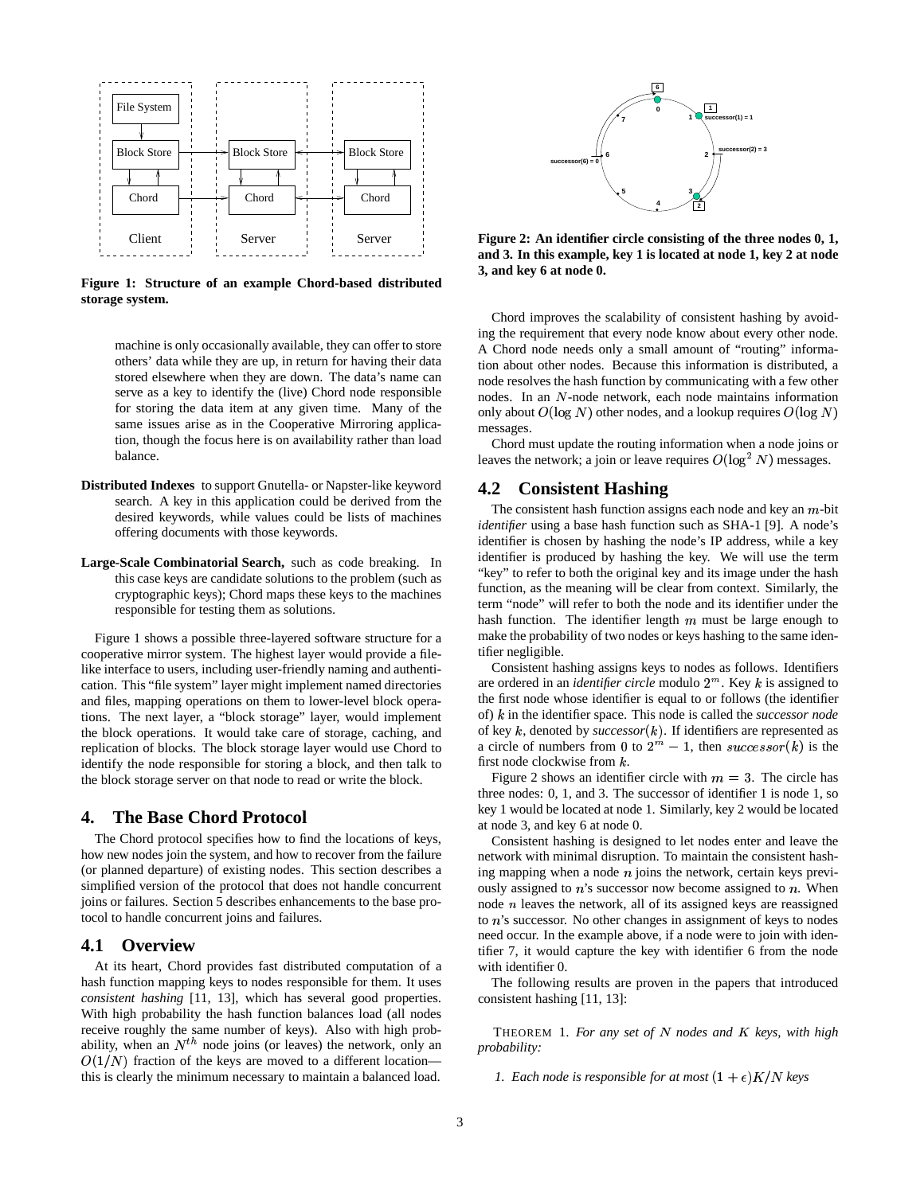Figure 1: Structure of an example Chord-based distributed storage system.

machine is only occasionally available, they can offer to store others' data while they are up, in return for having their data stored elsewhere when they are down. The data's name can serve as a key to identify the (live) Chord node responsible for storing the data item at any given time. Many of the same issues arise as in the Cooperative Mirroring application, though the focus here is on availability rather than load balance.

**Distributed Indexes** to support Gnutella- or Napster-like keyword search. A key in this application could be derived from the desired keywords, while values could be lists of machines offering documents with those keywords.

**Large-Scale Combinatorial Search,** such as code breaking. In this case keys are candidate solutions to the problem (such as cryptographic keys); Chord maps these keys to the machines responsible for testing them as solutions.

Figure 1 shows a possible three-layered software structure for a cooperative mirror system. The highest layer would provide a file-like interface to users, including user-friendly naming and authentication. This "file system" layer might implement named directories and files, mapping operations on them to lower-level block operations. The next layer, a "block storage" layer, would implement the block operations. It would take care of storage, caching, and replication of blocks. The block storage layer would use Chord to identify the node responsible for storing a block, and then talk to the block storage server on that node to read or write the block.

# 4. The Base Chord Protocol

The Chord protocol specifies how to find the locations of keys, how new nodes join the system, and how to recover from the failure (or planned departure) of existing nodes. This section describes a simplified version of the protocol that does not handle concurrent joins or failures. Section 5 describes enhancements to the base protocol to handle concurrent joins and failures.

## 4.1 Overview

At its heart, Chord provides fast distributed computation of a hash function mapping keys to nodes responsible for them. It uses *consistent hashing* [11, 13], which has several good properties. With high probability the hash function balances load (all nodes receive roughly the same number of keys). Also with high probability, when an $N^{th}$ node joins (or leaves) the network, only an $O(1/N)$ fraction of the keys are moved to a different location—this is clearly the minimum necessary to maintain a balanced load.

Figure 2: An identifier circle consisting of the three nodes 0, 1, and 3. In this example, key 1 is located at node 1, key 2 at node 3, and key 6 at node 0.

Chord improves the scalability of consistent hashing by avoiding the requirement that every node know about every other node. A Chord node needs only a small amount of "routing" information about other nodes. Because this information is distributed, a node resolves the hash function by communicating with a few other nodes. In an $N$-node network, each node maintains information only about $O(\log N)$ other nodes, and a lookup requires $O(\log N)$ messages.

Chord must update the routing information when a node joins or leaves the network; a join or leave requires $O(\log^2 N)$ messages.

## 4.2 Consistent Hashing

The consistent hash function assigns each node and key an $m$-bit *identifier* using a base hash function such as SHA-1 [9]. A node's identifier is chosen by hashing the node's IP address, while a key identifier is produced by hashing the key. We will use the term "key" to refer to both the original key and its image under the hash function, as the meaning will be clear from context. Similarly, the term "node" will refer to both the node and its identifier under the hash function. The identifier length $m$ must be large enough to make the probability of two nodes or keys hashing to the same identifier negligible.

Consistent hashing assigns keys to nodes as follows. Identifiers are ordered in an *identifier circle* modulo $2^m$. Key $k$ is assigned to the first node whose identifier is equal to or follows (the identifier of) $k$ in the identifier space. This node is called the *successor node* of key $k$, denoted by *successor*$(k)$. If identifiers are represented as a circle of numbers from $0$ to $2^m - 1$, then $successor(k)$ is the first node clockwise from $k$.

Figure 2 shows an identifier circle with $m = 3$. The circle has three nodes: 0, 1, and 3. The successor of identifier 1 is node 1, so key 1 would be located at node 1. Similarly, key 2 would be located at node 3, and key 6 at node 0.

Consistent hashing is designed to let nodes enter and leave the network with minimal disruption. To maintain the consistent hashing mapping when a node $n$ joins the network, certain keys previously assigned to $n$'s successor now become assigned to $n$. When node $n$ leaves the network, all of its assigned keys are reassigned to $n$'s successor. No other changes in assignment of keys to nodes need occur. In the example above, if a node were to join with identifier 7, it would capture the key with identifier 6 from the node with identifier 0.

The following results are proven in the papers that introduced consistent hashing [11, 13]:

THEOREM 1. *For any set of $N$ nodes and $K$ keys, with high probability:*

1. *Each node is responsible for at most $(1 + \epsilon)K/N$ keys*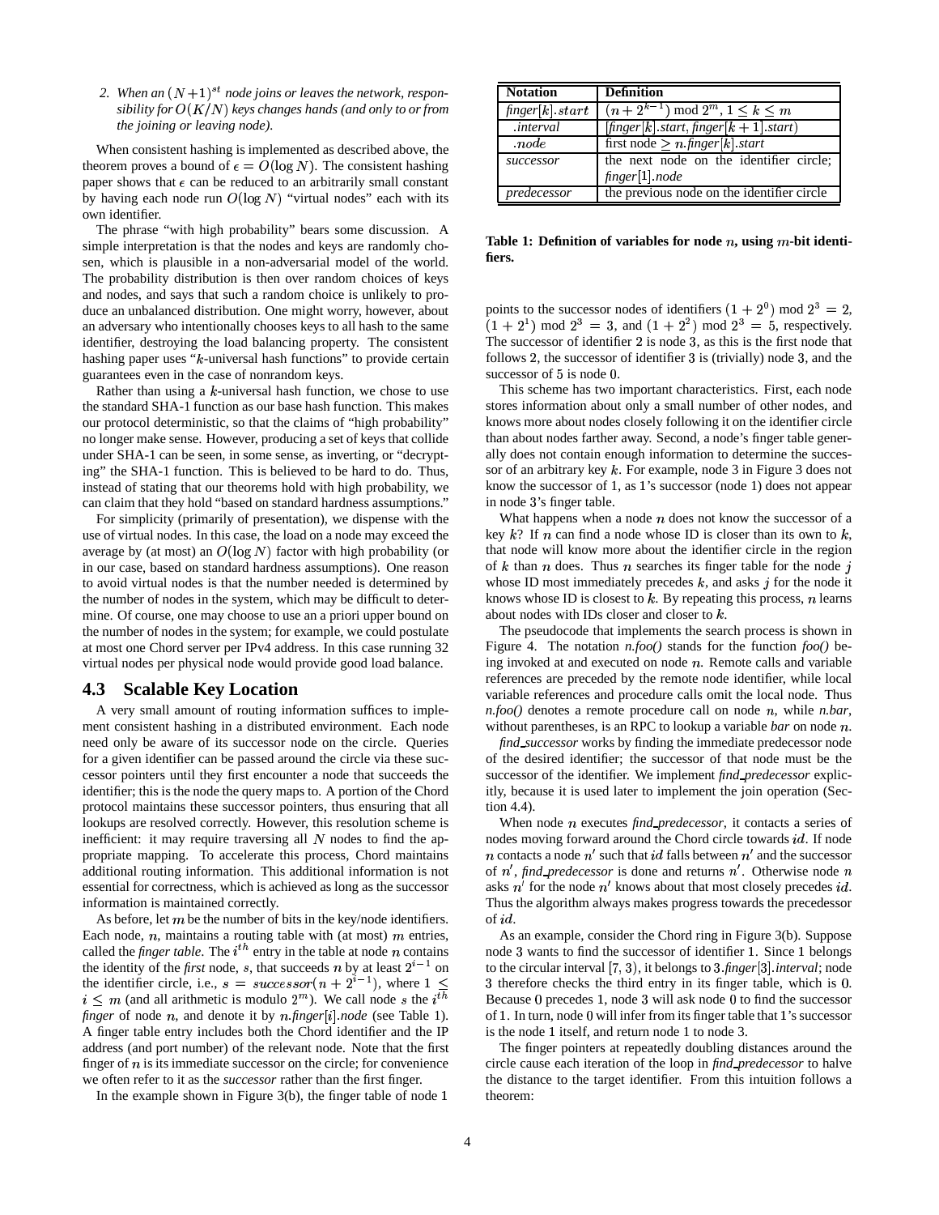2. *When an $(N+1)^{st}$ node joins or leaves the network, responsibility for $O(K/N)$ keys changes hands (and only to or from the joining or leaving node).*

When consistent hashing is implemented as described above, the theorem proves a bound of $\epsilon = O(\log N)$. The consistent hashing paper shows that $\epsilon$ can be reduced to an arbitrarily small constant by having each node run $O(\log N)$ "virtual nodes" each with its own identifier.

The phrase "with high probability" bears some discussion. A simple interpretation is that the nodes and keys are randomly chosen, which is plausible in a non-adversarial model of the world. The probability distribution is then over random choices of keys and nodes, and says that such a random choice is unlikely to produce an unbalanced distribution. One might worry, however, about an adversary who intentionally chooses keys to all hash to the same identifier, destroying the load balancing property. The consistent hashing paper uses "$k$-universal hash functions" to provide certain guarantees even in the case of nonrandom keys.

Rather than using a $k$-universal hash function, we chose to use the standard SHA-1 function as our base hash function. This makes our protocol deterministic, so that the claims of "high probability" no longer make sense. However, producing a set of keys that collide under SHA-1 can be seen, in some sense, as inverting, or "decrypting" the SHA-1 function. This is believed to be hard to do. Thus, instead of stating that our theorems hold with high probability, we can claim that they hold "based on standard hardness assumptions."

For simplicity (primarily of presentation), we dispense with the use of virtual nodes. In this case, the load on a node may exceed the average by (at most) an $O(\log N)$ factor with high probability (or in our case, based on standard hardness assumptions). One reason to avoid virtual nodes is that the number needed is determined by the number of nodes in the system, which may be difficult to determine. Of course, one may choose to use an a priori upper bound on the number of nodes in the system; for example, we could postulate at most one Chord server per IPv4 address. In this case running 32 virtual nodes per physical node would provide good load balance.

## 4.3 Scalable Key Location

A very small amount of routing information suffices to implement consistent hashing in a distributed environment. Each node need only be aware of its successor node on the circle. Queries for a given identifier can be passed around the circle via these successor pointers until they first encounter a node that succeeds the identifier; this is the node the query maps to. A portion of the Chord protocol maintains these successor pointers, thus ensuring that all lookups are resolved correctly. However, this resolution scheme is inefficient: it may require traversing all $N$ nodes to find the appropriate mapping. To accelerate this process, Chord maintains additional routing information. This additional information is not essential for correctness, which is achieved as long as the successor information is maintained correctly.

As before, let $m$ be the number of bits in the key/node identifiers. Each node, $n$, maintains a routing table with (at most) $m$ entries, called the *finger table*. The $i^{th}$ entry in the table at node $n$ contains the identity of the *first* node, $s$, that succeeds $n$ by at least $2^{i-1}$ on the identifier circle, i.e., $s = successor(n + 2^{i-1})$, where $1 \leq i \leq m$ (and all arithmetic is modulo $2^m$). We call node $s$ the $i^{th}$ *finger* of node $n$, and denote it by $n$.*finger*$[i]$.*node* (see Table 1). A finger table entry includes both the Chord identifier and the IP address (and port number) of the relevant node. Note that the first finger of $n$ is its immediate successor on the circle; for convenience we often refer to it as the *successor* rather than the first finger.

In the example shown in Figure 3(b), the finger table of node 1 points to the successor nodes of identifiers $(1+2^0) \bmod 2^3 = 2$, $(1+2^1) \bmod 2^3 = 3$, and $(1+2^2) \bmod 2^3 = 5$, respectively. The successor of identifier 2 is node 3, as this is the first node that follows 2, the successor of identifier 3 is (trivially) node 3, and the successor of 5 is node 0.

| Notation | Definition |
|---|---|
| *finger*$[k].start$ | $(n + 2^{k-1}) \bmod 2^m$, $1 \leq k \leq m$ |
| .*interval* | [*finger*$[k]$.*start*, *finger*$[k+1]$.*start*) |
| $.node$ | first node $\geq n$.*finger*$[k]$.*start* |
| *successor* | the next node on the identifier circle; *finger*$[1]$.*node* |
| *predecessor* | the previous node on the identifier circle |

**Table 1: Definition of variables for node $n$, using $m$-bit identifiers.**

This scheme has two important characteristics. First, each node stores information about only a small number of other nodes, and knows more about nodes closely following it on the identifier circle than about nodes farther away. Second, a node's finger table generally does not contain enough information to determine the successor of an arbitrary key $k$. For example, node 3 in Figure 3 does not know the successor of 1, as 1's successor (node 1) does not appear in node 3's finger table.

What happens when a node $n$ does not know the successor of a key $k$? If $n$ can find a node whose ID is closer than its own to $k$, that node will know more about the identifier circle in the region of $k$ than $n$ does. Thus $n$ searches its finger table for the node $j$ whose ID most immediately precedes $k$, and asks $j$ for the node it knows whose ID is closest to $k$. By repeating this process, $n$ learns about nodes with IDs closer and closer to $k$.

The pseudocode that implements the search process is shown in Figure 4. The notation *n.foo()* stands for the function *foo()* being invoked at and executed on node $n$. Remote calls and variable references are preceded by the remote node identifier, while local variable references and procedure calls omit the local node. Thus *n.foo()* denotes a remote procedure call on node $n$, while *n.bar*, without parentheses, is an RPC to lookup a variable *bar* on node $n$.

*find_successor* works by finding the immediate predecessor node of the desired identifier; the successor of that node must be the successor of the identifier. We implement *find_predecessor* explicitly, because it is used later to implement the join operation (Section 4.4).

When node $n$ executes *find_predecessor*, it contacts a series of nodes moving forward around the Chord circle towards $id$. If node $n$ contacts a node $n'$ such that $id$ falls between $n'$ and the successor of $n'$, *find_predecessor* is done and returns $n'$. Otherwise node $n$ asks $n'$ for the node $n'$ knows about that most closely precedes $id$. Thus the algorithm always makes progress towards the precedessor of $id$.

As an example, consider the Chord ring in Figure 3(b). Suppose node 3 wants to find the successor of identifier 1. Since 1 belongs to the circular interval $[7, 3)$, it belongs to 3.*finger*$[3]$.*interval*; node 3 therefore checks the third entry in its finger table, which is 0. Because 0 precedes 1, node 3 will ask node 0 to find the successor of 1. In turn, node 0 will infer from its finger table that 1's successor is the node 1 itself, and return node 1 to node 3.

The finger pointers at repeatedly doubling distances around the circle cause each iteration of the loop in *find_predecessor* to halve the distance to the target identifier. From this intuition follows a theorem: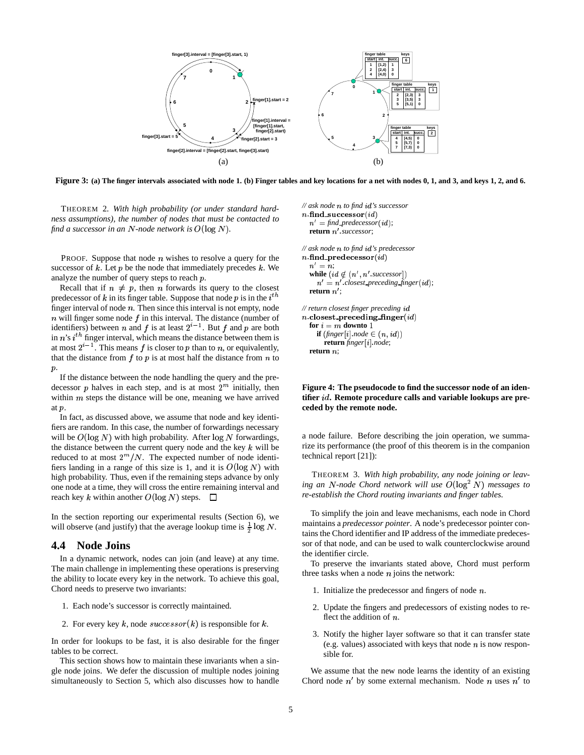Figure 3: (a) The finger intervals associated with node 1. (b) Finger tables and key locations for a net with nodes 0, 1, and 3, and keys 1, 2, and 6.

THEOREM 2. *With high probability (or under standard hardness assumptions), the number of nodes that must be contacted to find a successor in an $N$-node network is $O(\log N)$.*

PROOF. Suppose that node $n$ wishes to resolve a query for the successor of $k$. Let $p$ be the node that immediately precedes $k$. We analyze the number of query steps to reach $p$.

Recall that if $n \neq p$, then $n$ forwards its query to the closest predecessor of $k$ in its finger table. Suppose that node $p$ is in the $i^{th}$ finger interval of node $n$. Then since this interval is not empty, node $n$ will finger some node $f$ in this interval. The distance (number of identifiers) between $n$ and $f$ is at least $2^{i-1}$. But $f$ and $p$ are both in $n$'s $i^{th}$ finger interval, which means the distance between them is at most $2^{i-1}$. This means $f$ is closer to $p$ than to $n$, or equivalently, that the distance from $f$ to $p$ is at most half the distance from $n$ to $p$.

If the distance between the node handling the query and the predecessor $p$ halves in each step, and is at most $2^m$ initially, then within $m$ steps the distance will be one, meaning we have arrived at $p$.

In fact, as discussed above, we assume that node and key identifiers are random. In this case, the number of forwardings necessary will be $O(\log N)$ with high probability. After $\log N$ forwardings, the distance between the current query node and the key $k$ will be reduced to at most $2^m/N$. The expected number of node identifiers landing in a range of this size is 1, and it is $O(\log N)$ with high probability. Thus, even if the remaining steps advance by only one node at a time, they will cross the entire remaining interval and reach key $k$ within another $O(\log N)$ steps. □

In the section reporting our experimental results (Section 6), we will observe (and justify) that the average lookup time is $\frac{1}{2}\log N$.

```
// ask node n to find id's successor
n.find_successor(id)
  n' = find_predecessor(id);
  return n'.successor;

// ask node n to find id's predecessor
n.find_predecessor(id)
  n' = n;
  while (id ∉ (n', n'.successor])
    n' = n'.closest_preceding_finger(id);
  return n';

// return closest finger preceding id
n.closest_preceding_finger(id)
  for i = m downto 1
    if (finger[i].node ∈ (n, id))
      return finger[i].node;
  return n;
```

**Figure 4: The pseudocode to find the successor node of an identifier $id$. Remote procedure calls and variable lookups are preceded by the remote node.**

## 4.4 Node Joins

In a dynamic network, nodes can join (and leave) at any time. The main challenge in implementing these operations is preserving the ability to locate every key in the network. To achieve this goal, Chord needs to preserve two invariants:

1. Each node's successor is correctly maintained.
2. For every key $k$, node $successor(k)$ is responsible for $k$.

In order for lookups to be fast, it is also desirable for the finger tables to be correct.

This section shows how to maintain these invariants when a single node joins. We defer the discussion of multiple nodes joining simultaneously to Section 5, which also discusses how to handle a node failure. Before describing the join operation, we summarize its performance (the proof of this theorem is in the companion technical report [21]):

THEOREM 3. *With high probability, any node joining or leaving an $N$-node Chord network will use $O(\log^2 N)$ messages to re-establish the Chord routing invariants and finger tables.*

To simplify the join and leave mechanisms, each node in Chord maintains a *predecessor pointer*. A node's predecessor pointer contains the Chord identifier and IP address of the immediate predecessor of that node, and can be used to walk counterclockwise around the identifier circle.

To preserve the invariants stated above, Chord must perform three tasks when a node $n$ joins the network:

1. Initialize the predecessor and fingers of node $n$.
2. Update the fingers and predecessors of existing nodes to reflect the addition of $n$.
3. Notify the higher layer software so that it can transfer state (e.g. values) associated with keys that node $n$ is now responsible for.

We assume that the new node learns the identity of an existing Chord node $n'$ by some external mechanism. Node $n$ uses $n'$ to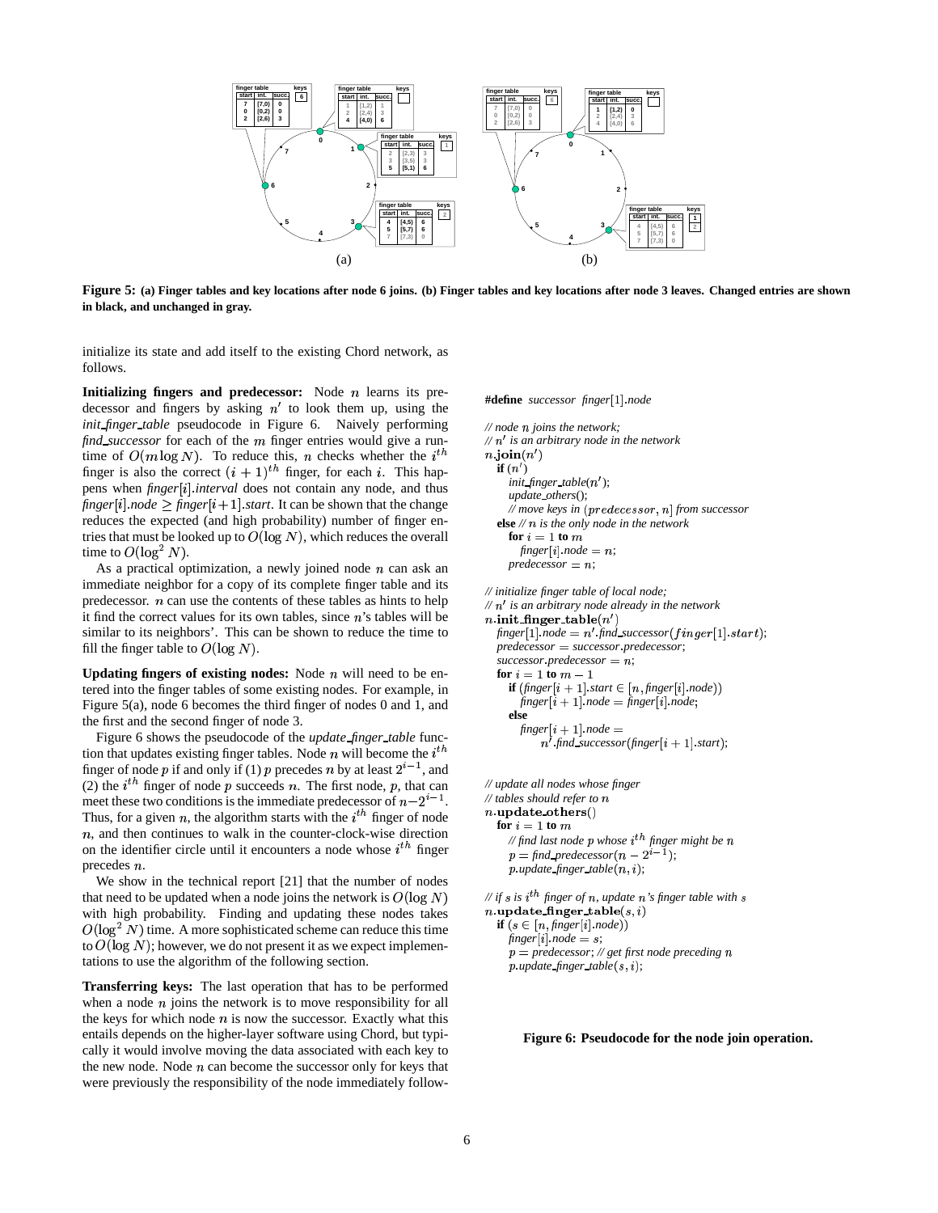**Figure 5: (a) Finger tables and key locations after node 6 joins. (b) Finger tables and key locations after node 3 leaves. Changed entries are shown in black, and unchanged in gray.**

initialize its state and add itself to the existing Chord network, as follows.

**Initializing fingers and predecessor:** Node $n$ learns its predecessor and fingers by asking $n'$ to look them up, using the *init_finger_table* pseudocode in Figure 6. Naively performing *find_successor* for each of the $m$ finger entries would give a runtime of $O(m \log N)$. To reduce this, $n$ checks whether the $i^{th}$ finger is also the correct $(i+1)^{th}$ finger, for each $i$. This happens when *finger*$[i]$.*interval* does not contain any node, and thus *finger*$[i]$.*node* $\geq$ *finger*$[i+1]$.*start*. It can be shown that the change reduces the expected (and high probability) number of finger entries that must be looked up to $O(\log N)$, which reduces the overall time to $O(\log^2 N)$.

As a practical optimization, a newly joined node $n$ can ask an immediate neighbor for a copy of its complete finger table and its predecessor. $n$ can use the contents of these tables as hints to help it find the correct values for its own tables, since $n$'s tables will be similar to its neighbors'. This can be shown to reduce the time to fill the finger table to $O(\log N)$.

**Updating fingers of existing nodes:** Node $n$ will need to be entered into the finger tables of some existing nodes. For example, in Figure 5(a), node 6 becomes the third finger of nodes 0 and 1, and the first and the second finger of node 3.

Figure 6 shows the pseudocode of the *update_finger_table* function that updates existing finger tables. Node $n$ will become the $i^{th}$ finger of node $p$ if and only if (1) $p$ precedes $n$ by at least $2^{i-1}$, and (2) the $i^{th}$ finger of node $p$ succeeds $n$. The first node, $p$, that can meet these two conditions is the immediate predecessor of $n - 2^{i-1}$. Thus, for a given $n$, the algorithm starts with the $i^{th}$ finger of node $n$, and then continues to walk in the counter-clock-wise direction on the identifier circle until it encounters a node whose $i^{th}$ finger precedes $n$.

We show in the technical report [21] that the number of nodes that need to be updated when a node joins the network is $O(\log N)$ with high probability. Finding and updating these nodes takes $O(\log^2 N)$ time. A more sophisticated scheme can reduce this time to $O(\log N)$; however, we do not present it as we expect implementations to use the algorithm of the following section.

**Transferring keys:** The last operation that has to be performed when a node $n$ joins the network is to move responsibility for all the keys for which node $n$ is now the successor. Exactly what this entails depends on the higher-layer software using Chord, but typically it would involve moving the data associated with each key to the new node. Node $n$ can become the successor only for keys that were previously the responsibility of the node immediately follow-

```
#define successor finger[1].node

// node n joins the network;
// n' is an arbitrary node in the network
n.join(n')
  if (n')
    init_finger_table(n');
    update_others();
    // move keys in (predecessor, n] from successor
  else // n is the only node in the network
    for i = 1 to m
      finger[i].node = n;
    predecessor = n;

// initialize finger table of local node;
// n' is an arbitrary node already in the network
n.init_finger_table(n')
  finger[1].node = n'.find_successor(finger[1].start);
  predecessor = successor.predecessor;
  successor.predecessor = n;
  for i = 1 to m - 1
    if (finger[i+1].start ∈ [n, finger[i].node))
      finger[i+1].node = finger[i].node;
    else
      finger[i+1].node =
          n'.find_successor(finger[i+1].start);

// update all nodes whose finger
// tables should refer to n
n.update_others()
  for i = 1 to m
    // find last node p whose i^th finger might be n
    p = find_predecessor(n - 2^(i-1));
    p.update_finger_table(n, i);

// if s is i^th finger of n, update n's finger table with s
n.update_finger_table(s, i)
  if (s ∈ [n, finger[i].node))
    finger[i].node = s;
    p = predecessor; // get first node preceding n
    p.update_finger_table(s, i);
```

**Figure 6: Pseudocode for the node join operation.**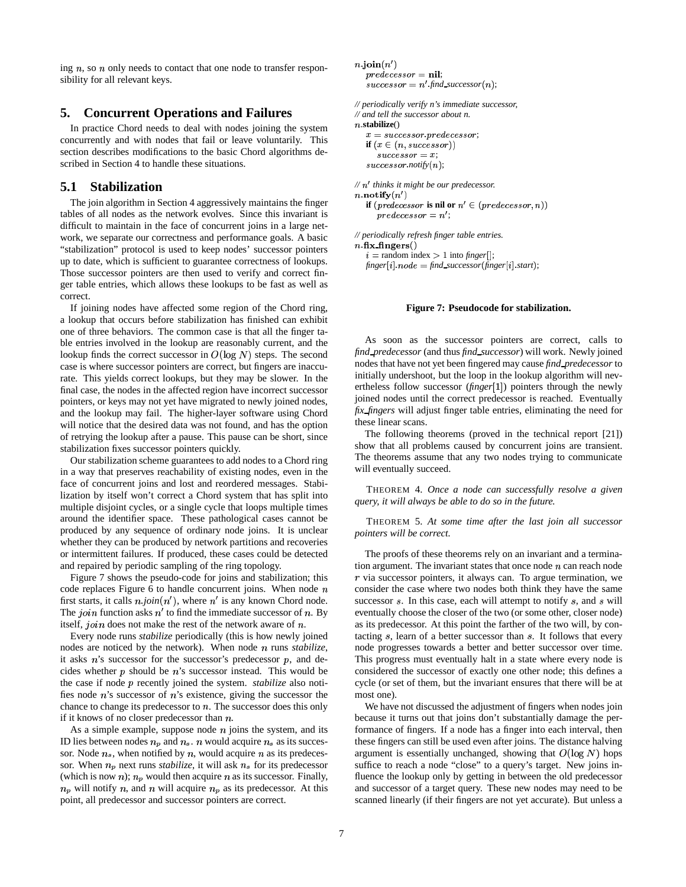ing $n$, so $n$ only needs to contact that one node to transfer responsibility for all relevant keys.

## 5. Concurrent Operations and Failures

In practice Chord needs to deal with nodes joining the system concurrently and with nodes that fail or leave voluntarily. This section describes modifications to the basic Chord algorithms described in Section 4 to handle these situations.

### 5.1 Stabilization

The join algorithm in Section 4 aggressively maintains the finger tables of all nodes as the network evolves. Since this invariant is difficult to maintain in the face of concurrent joins in a large network, we separate our correctness and performance goals. A basic "stabilization" protocol is used to keep nodes' successor pointers up to date, which is sufficient to guarantee correctness of lookups. Those successor pointers are then used to verify and correct finger table entries, which allows these lookups to be fast as well as correct.

If joining nodes have affected some region of the Chord ring, a lookup that occurs before stabilization has finished can exhibit one of three behaviors. The common case is that all the finger table entries involved in the lookup are reasonably current, and the lookup finds the correct successor in $O(\log N)$ steps. The second case is where successor pointers are correct, but fingers are inaccurate. This yields correct lookups, but they may be slower. In the final case, the nodes in the affected region have incorrect successor pointers, or keys may not yet have migrated to newly joined nodes, and the lookup may fail. The higher-layer software using Chord will notice that the desired data was not found, and has the option of retrying the lookup after a pause. This pause can be short, since stabilization fixes successor pointers quickly.

Our stabilization scheme guarantees to add nodes to a Chord ring in a way that preserves reachability of existing nodes, even in the face of concurrent joins and lost and reordered messages. Stabilization by itself won't correct a Chord system that has split into multiple disjoint cycles, or a single cycle that loops multiple times around the identifier space. These pathological cases cannot be produced by any sequence of ordinary node joins. It is unclear whether they can be produced by network partitions and recoveries or intermittent failures. If produced, these cases could be detected and repaired by periodic sampling of the ring topology.

Figure 7 shows the pseudo-code for joins and stabilization; this code replaces Figure 6 to handle concurrent joins. When node $n$ first starts, it calls $n$.*join*$(n')$, where $n'$ is any known Chord node. The $join$ function asks $n'$ to find the immediate successor of $n$. By itself, $join$ does not make the rest of the network aware of $n$.

Every node runs *stabilize* periodically (this is how newly joined nodes are noticed by the network). When node $n$ runs *stabilize*, it asks $n$'s successor for the successor's predecessor $p$, and decides whether $p$ should be $n$'s successor instead. This would be the case if node $p$ recently joined the system. *stabilize* also notifies node $n$'s successor of $n$'s existence, giving the successor the chance to change its predecessor to $n$. The successor does this only if it knows of no closer predecessor than $n$.

As a simple example, suppose node $n$ joins the system, and its ID lies between nodes $n_p$ and $n_s$. $n$ would acquire $n_s$ as its successor. Node $n_s$, when notified by $n$, would acquire $n$ as its predecessor. When $n_p$ next runs *stabilize*, it will ask $n_s$ for its predecessor (which is now $n$); $n_p$ would then acquire $n$ as its successor. Finally, $n_p$ will notify $n$, and $n$ will acquire $n_p$ as its predecessor. At this point, all predecessor and successor pointers are correct.

```
n.join(n')
  predecessor = nil;
  successor = n'.find_successor(n);

// periodically verify n's immediate successor,
// and tell the successor about n.
n.stabilize()
  x = successor.predecessor;
  if (x ∈ (n, successor))
    successor = x;
  successor.notify(n);

// n' thinks it might be our predecessor.
n.notify(n')
  if (predecessor is nil or n' ∈ (predecessor, n))
    predecessor = n';

// periodically refresh finger table entries.
n.fix_fingers()
  i = random index > 1 into finger[];
  finger[i].node = find_successor(finger[i].start);
```

**Figure 7: Pseudocode for stabilization.**

As soon as the successor pointers are correct, calls to *find_predecessor* (and thus *find_successor*) will work. Newly joined nodes that have not yet been fingered may cause *find_predecessor* to initially undershoot, but the loop in the lookup algorithm will nevertheless follow successor (*finger*[1]) pointers through the newly joined nodes until the correct predecessor is reached. Eventually *fix_fingers* will adjust finger table entries, eliminating the need for these linear scans.

The following theorems (proved in the technical report [21]) show that all problems caused by concurrent joins are transient. The theorems assume that any two nodes trying to communicate will eventually succeed.

THEOREM 4. *Once a node can successfully resolve a given query, it will always be able to do so in the future.*

THEOREM 5. *At some time after the last join all successor pointers will be correct.*

The proofs of these theorems rely on an invariant and a termination argument. The invariant states that once node $n$ can reach node $r$ via successor pointers, it always can. To argue termination, we consider the case where two nodes both think they have the same successor $s$. In this case, each will attempt to notify $s$, and $s$ will eventually choose the closer of the two (or some other, closer node) as its predecessor. At this point the farther of the two will, by contacting $s$, learn of a better successor than $s$. It follows that every node progresses towards a better and better successor over time. This progress must eventually halt in a state where every node is considered the successor of exactly one other node; this defines a cycle (or set of them, but the invariant ensures that there will be at most one).

We have not discussed the adjustment of fingers when nodes join because it turns out that joins don't substantially damage the performance of fingers. If a node has a finger into each interval, then these fingers can still be used even after joins. The distance halving argument is essentially unchanged, showing that $O(\log N)$ hops suffice to reach a node "close" to a query's target. New joins influence the lookup only by getting in between the old predecessor and successor of a target query. These new nodes may need to be scanned linearly (if their fingers are not yet accurate). But unless a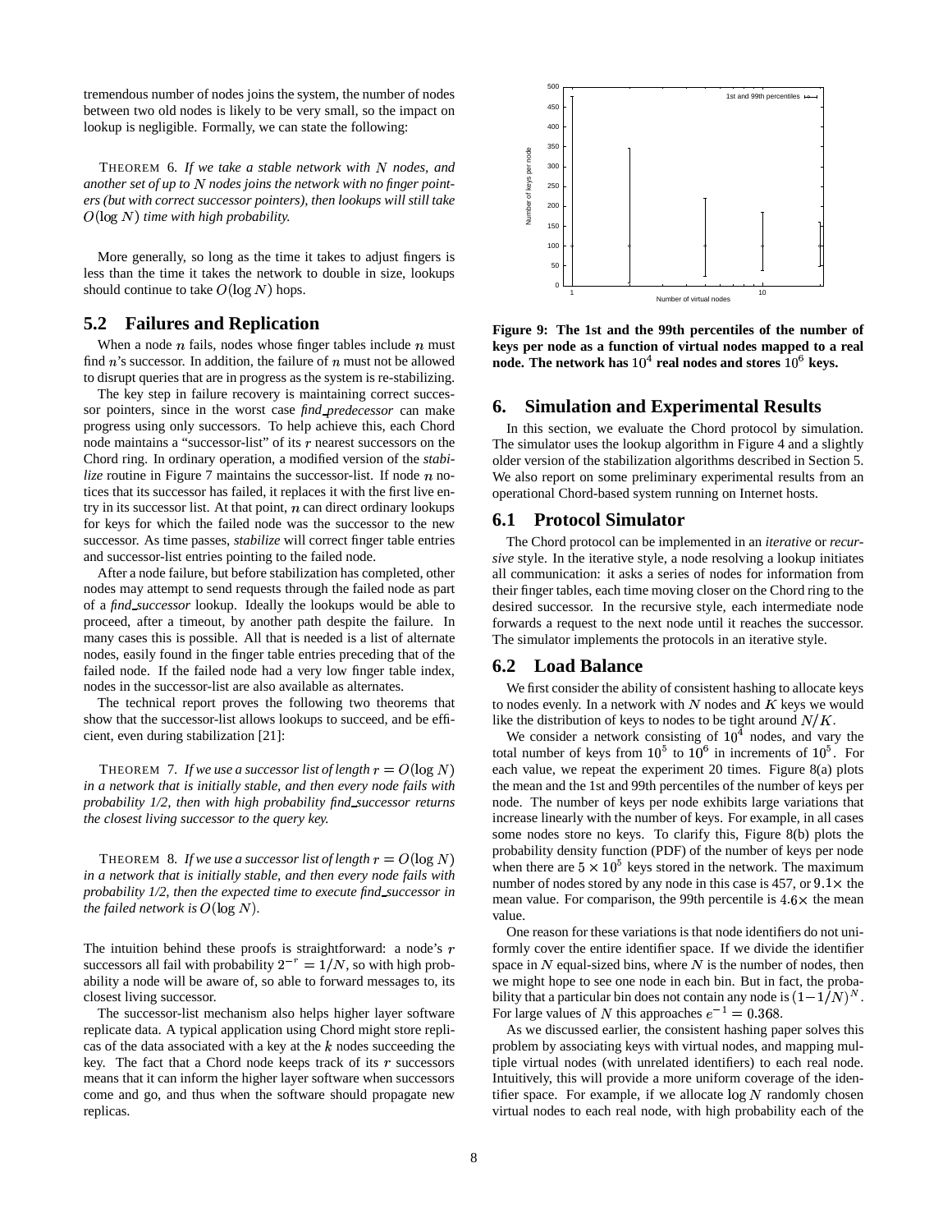tremendous number of nodes joins the system, the number of nodes between two old nodes is likely to be very small, so the impact on lookup is negligible. Formally, we can state the following:

THEOREM 6. *If we take a stable network with $N$ nodes, and another set of up to $N$ nodes joins the network with no finger pointers (but with correct successor pointers), then lookups will still take $O(\log N)$ time with high probability.*

More generally, so long as the time it takes to adjust fingers is less than the time it takes the network to double in size, lookups should continue to take $O(\log N)$ hops.

## 5.2 Failures and Replication

When a node $n$ fails, nodes whose finger tables include $n$ must find $n$'s successor. In addition, the failure of $n$ must not be allowed to disrupt queries that are in progress as the system is re-stabilizing.

The key step in failure recovery is maintaining correct successor pointers, since in the worst case *find_predecessor* can make progress using only successors. To help achieve this, each Chord node maintains a "successor-list" of its $r$ nearest successors on the Chord ring. In ordinary operation, a modified version of the *stabilize* routine in Figure 7 maintains the successor-list. If node $n$ notices that its successor has failed, it replaces it with the first live entry in its successor list. At that point, $n$ can direct ordinary lookups for keys for which the failed node was the successor to the new successor. As time passes, *stabilize* will correct finger table entries and successor-list entries pointing to the failed node.

After a node failure, but before stabilization has completed, other nodes may attempt to send requests through the failed node as part of a *find_successor* lookup. Ideally the lookups would be able to proceed, after a timeout, by another path despite the failure. In many cases this is possible. All that is needed is a list of alternate nodes, easily found in the finger table entries preceding that of the failed node. If the failed node had a very low finger table index, nodes in the successor-list are also available as alternates.

The technical report proves the following two theorems that show that the successor-list allows lookups to succeed, and be efficient, even during stabilization [21]:

THEOREM 7. *If we use a successor list of length $r = O(\log N)$ in a network that is initially stable, and then every node fails with probability 1/2, then with high probability find_successor returns the closest living successor to the query key.*

THEOREM 8. *If we use a successor list of length $r = O(\log N)$ in a network that is initially stable, and then every node fails with probability 1/2, then the expected time to execute find_successor in the failed network is $O(\log N)$.*

The intuition behind these proofs is straightforward: a node's $r$ successors all fail with probability $2^{-r} = 1/N$, so with high probability a node will be aware of, so able to forward messages to, its closest living successor.

The successor-list mechanism also helps higher layer software replicate data. A typical application using Chord might store replicas of the data associated with a key at the $k$ nodes succeeding the key. The fact that a Chord node keeps track of its $r$ successors means that it can inform the higher layer software when successors come and go, and thus when the software should propagate new replicas.

**Figure 9: The 1st and the 99th percentiles of the number of keys per node as a function of virtual nodes mapped to a real node. The network has $10^4$ real nodes and stores $10^6$ keys.**

# 6. Simulation and Experimental Results

In this section, we evaluate the Chord protocol by simulation. The simulator uses the lookup algorithm in Figure 4 and a slightly older version of the stabilization algorithms described in Section 5. We also report on some preliminary experimental results from an operational Chord-based system running on Internet hosts.

## 6.1 Protocol Simulator

The Chord protocol can be implemented in an *iterative* or *recursive* style. In the iterative style, a node resolving a lookup initiates all communication: it asks a series of nodes for information from their finger tables, each time moving closer on the Chord ring to the desired successor. In the recursive style, each intermediate node forwards a request to the next node until it reaches the successor. The simulator implements the protocols in an iterative style.

## 6.2 Load Balance

We first consider the ability of consistent hashing to allocate keys to nodes evenly. In a network with $N$ nodes and $K$ keys we would like the distribution of keys to nodes to be tight around $N/K$.

We consider a network consisting of $10^4$ nodes, and vary the total number of keys from $10^5$ to $10^6$ in increments of $10^5$. For each value, we repeat the experiment 20 times. Figure 8(a) plots the mean and the 1st and 99th percentiles of the number of keys per node. The number of keys per node exhibits large variations that increase linearly with the number of keys. For example, in all cases some nodes store no keys. To clarify this, Figure 8(b) plots the probability density function (PDF) of the number of keys per node when there are $5 \times 10^5$ keys stored in the network. The maximum number of nodes stored by any node in this case is 457, or $9.1\times$ the mean value. For comparison, the 99th percentile is $4.6\times$ the mean value.

One reason for these variations is that node identifiers do not uniformly cover the entire identifier space. If we divide the identifier space in $N$ equal-sized bins, where $N$ is the number of nodes, then we might hope to see one node in each bin. But in fact, the probability that a particular bin does not contain any node is $(1-1/N)^N$. For large values of $N$ this approaches $e^{-1} = 0.368$.

As we discussed earlier, the consistent hashing paper solves this problem by associating keys with virtual nodes, and mapping multiple virtual nodes (with unrelated identifiers) to each real node. Intuitively, this will provide a more uniform coverage of the identifier space. For example, if we allocate $\log N$ randomly chosen virtual nodes to each real node, with high probability each of the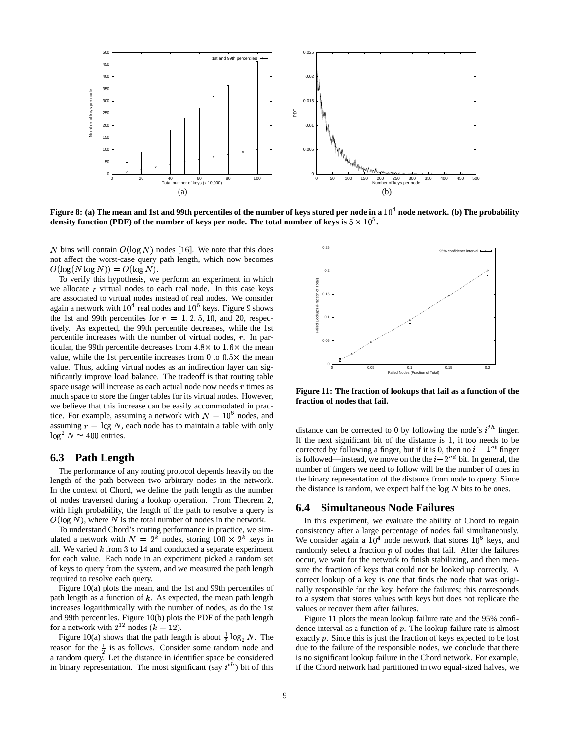Figure 8: (a) The mean and 1st and 99th percentiles of the number of keys stored per node in a $10^4$ node network. (b) The probability density function (PDF) of the number of keys per node. The total number of keys is $5 \times 10^5$.

$N$ bins will contain $O(\log N)$ nodes [16]. We note that this does not affect the worst-case query path length, which now becomes $O(\log(N \log N)) = O(\log N)$.

To verify this hypothesis, we perform an experiment in which we allocate $r$ virtual nodes to each real node. In this case keys are associated to virtual nodes instead of real nodes. We consider again a network with $10^4$ real nodes and $10^6$ keys. Figure 9 shows the 1st and 99th percentiles for $r = 1, 2, 5, 10$, and 20, respectively. As expected, the 99th percentile decreases, while the 1st percentile increases with the number of virtual nodes, $r$. In particular, the 99th percentile decreases from $4.8\times$ to $1.6\times$ the mean value, while the 1st percentile increases from 0 to $0.5\times$ the mean value. Thus, adding virtual nodes as an indirection layer can significantly improve load balance. The tradeoff is that routing table space usage will increase as each actual node now needs $r$ times as much space to store the finger tables for its virtual nodes. However, we believe that this increase can be easily accommodated in practice. For example, assuming a network with $N = 10^6$ nodes, and assuming $r = \log N$, each node has to maintain a table with only $\log^2 N \simeq 400$ entries.

## 6.3 Path Length

The performance of any routing protocol depends heavily on the length of the path between two arbitrary nodes in the network. In the context of Chord, we define the path length as the number of nodes traversed during a lookup operation. From Theorem 2, with high probability, the length of the path to resolve a query is $O(\log N)$, where $N$ is the total number of nodes in the network.

To understand Chord's routing performance in practice, we simulated a network with $N = 2^k$ nodes, storing $100 \times 2^k$ keys in all. We varied $k$ from 3 to 14 and conducted a separate experiment for each value. Each node in an experiment picked a random set of keys to query from the system, and we measured the path length required to resolve each query.

Figure 10(a) plots the mean, and the 1st and 99th percentiles of path length as a function of $k$. As expected, the mean path length increases logarithmically with the number of nodes, as do the 1st and 99th percentiles. Figure 10(b) plots the PDF of the path length for a network with $2^{12}$ nodes ($k = 12$).

Figure 10(a) shows that the path length is about $\frac{1}{2}\log_2 N$. The reason for the $\frac{1}{2}$ is as follows. Consider some random node and a random query. Let the distance in identifier space be considered in binary representation. The most significant (say $i^{th}$) bit of this distance can be corrected to 0 by following the node's $i^{th}$ finger. If the next significant bit of the distance is 1, it too needs to be corrected by following a finger, but if it is 0, then no $i - 1^{st}$ finger is followed—instead, we move on the the $i - 2^{nd}$ bit. In general, the number of fingers we need to follow will be the number of ones in the binary representation of the distance from node to query. Since the distance is random, we expect half the $\log N$ bits to be ones.

Figure 11: The fraction of lookups that fail as a function of the fraction of nodes that fail.

## 6.4 Simultaneous Node Failures

In this experiment, we evaluate the ability of Chord to regain consistency after a large percentage of nodes fail simultaneously. We consider again a $10^4$ node network that stores $10^6$ keys, and randomly select a fraction $p$ of nodes that fail. After the failures occur, we wait for the network to finish stabilizing, and then measure the fraction of keys that could not be looked up correctly. A correct lookup of a key is one that finds the node that was originally responsible for the key, before the failures; this corresponds to a system that stores values with keys but does not replicate the values or recover them after failures.

Figure 11 plots the mean lookup failure rate and the 95% confidence interval as a function of $p$. The lookup failure rate is almost exactly $p$. Since this is just the fraction of keys expected to be lost due to the failure of the responsible nodes, we conclude that there is no significant lookup failure in the Chord network. For example, if the Chord network had partitioned in two equal-sized halves, we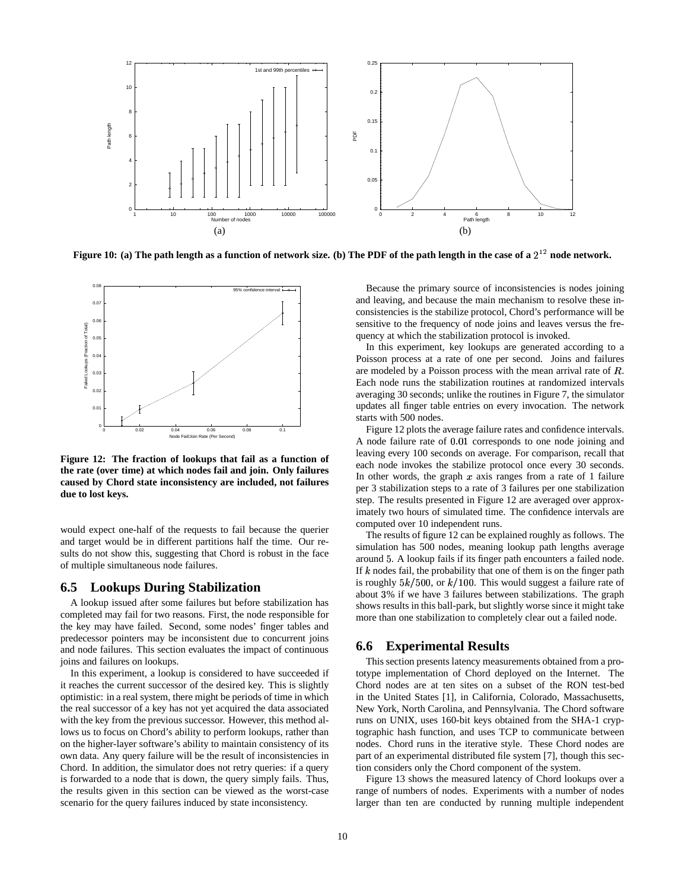Figure 10: (a) The path length as a function of network size. (b) The PDF of the path length in the case of a $2^{12}$ node network.

**Figure 12: The fraction of lookups that fail as a function of the rate (over time) at which nodes fail and join. Only failures caused by Chord state inconsistency are included, not failures due to lost keys.**

would expect one-half of the requests to fail because the querier and target would be in different partitions half the time. Our results do not show this, suggesting that Chord is robust in the face of multiple simultaneous node failures.

## 6.5 Lookups During Stabilization

A lookup issued after some failures but before stabilization has completed may fail for two reasons. First, the node responsible for the key may have failed. Second, some nodes' finger tables and predecessor pointers may be inconsistent due to concurrent joins and node failures. This section evaluates the impact of continuous joins and failures on lookups.

In this experiment, a lookup is considered to have succeeded if it reaches the current successor of the desired key. This is slightly optimistic: in a real system, there might be periods of time in which the real successor of a key has not yet acquired the data associated with the key from the previous successor. However, this method allows us to focus on Chord's ability to perform lookups, rather than on the higher-layer software's ability to maintain consistency of its own data. Any query failure will be the result of inconsistencies in Chord. In addition, the simulator does not retry queries: if a query is forwarded to a node that is down, the query simply fails. Thus, the results given in this section can be viewed as the worst-case scenario for the query failures induced by state inconsistency.

Because the primary source of inconsistencies is nodes joining and leaving, and because the main mechanism to resolve these inconsistencies is the stabilize protocol, Chord's performance will be sensitive to the frequency of node joins and leaves versus the frequency at which the stabilization protocol is invoked.

In this experiment, key lookups are generated according to a Poisson process at a rate of one per second. Joins and failures are modeled by a Poisson process with the mean arrival rate of $R$. Each node runs the stabilization routines at randomized intervals averaging 30 seconds; unlike the routines in Figure 7, the simulator updates all finger table entries on every invocation. The network starts with 500 nodes.

Figure 12 plots the average failure rates and confidence intervals. A node failure rate of $0.01$ corresponds to one node joining and leaving every 100 seconds on average. For comparison, recall that each node invokes the stabilize protocol once every 30 seconds. In other words, the graph $x$ axis ranges from a rate of 1 failure per 3 stabilization steps to a rate of 3 failures per one stabilization step. The results presented in Figure 12 are averaged over approximately two hours of simulated time. The confidence intervals are computed over 10 independent runs.

The results of figure 12 can be explained roughly as follows. The simulation has 500 nodes, meaning lookup path lengths average around $5$. A lookup fails if its finger path encounters a failed node. If $k$ nodes fail, the probability that one of them is on the finger path is roughly $5k/500$, or $k/100$. This would suggest a failure rate of about $3\%$ if we have 3 failures between stabilizations. The graph shows results in this ball-park, but slightly worse since it might take more than one stabilization to completely clear out a failed node.

## 6.6 Experimental Results

This section presents latency measurements obtained from a prototype implementation of Chord deployed on the Internet. The Chord nodes are at ten sites on a subset of the RON test-bed in the United States [1], in California, Colorado, Massachusetts, New York, North Carolina, and Pennsylvania. The Chord software runs on UNIX, uses 160-bit keys obtained from the SHA-1 cryptographic hash function, and uses TCP to communicate between nodes. Chord runs in the iterative style. These Chord nodes are part of an experimental distributed file system [7], though this section considers only the Chord component of the system.

Figure 13 shows the measured latency of Chord lookups over a range of numbers of nodes. Experiments with a number of nodes larger than ten are conducted by running multiple independent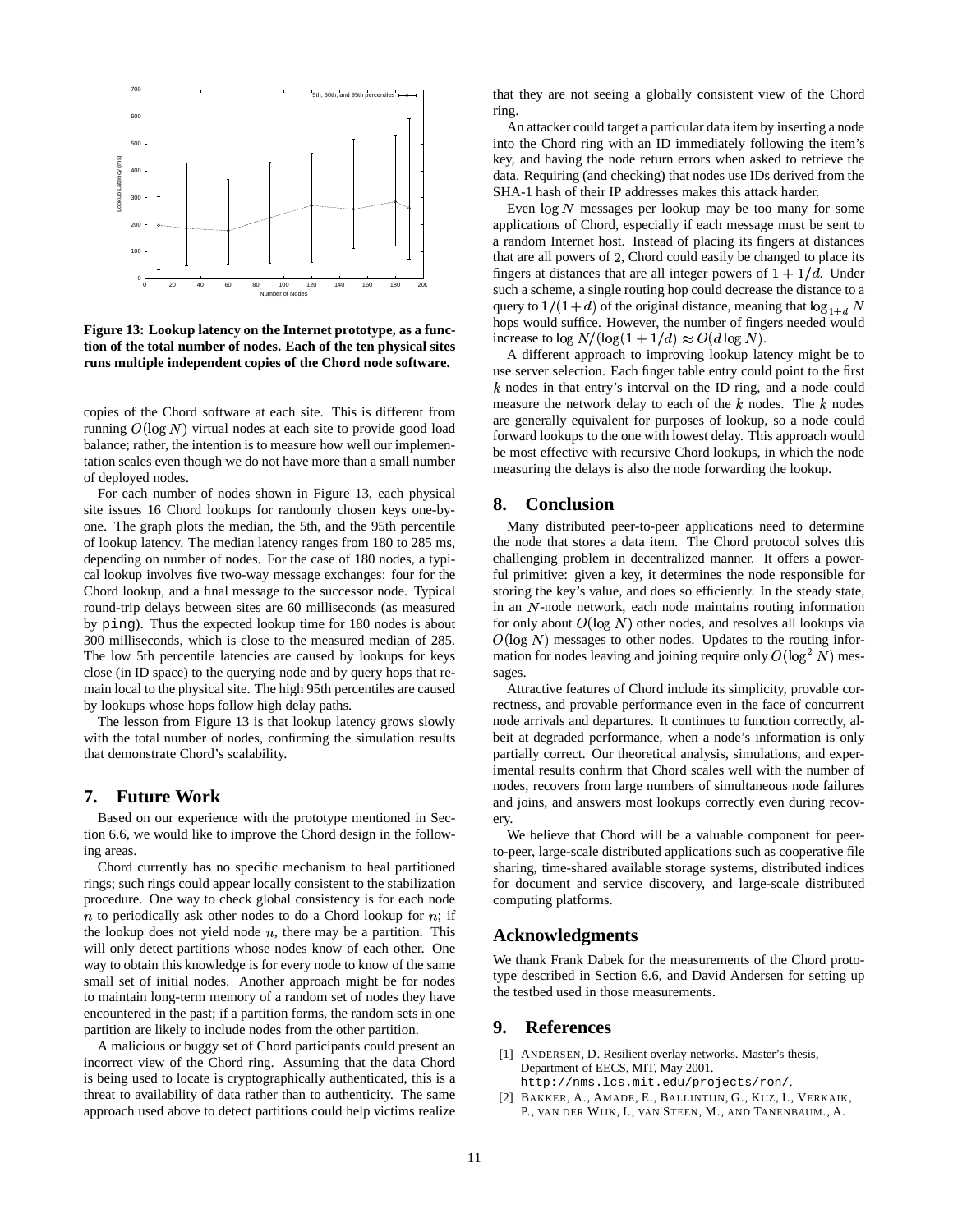700

600

500

400

300

200

100

0

0 20 40 60 80 100 120 140 160 180 200

Lookup Latency (ms)

Number of Nodes

5th, 50th, and 95th percentiles

**Figure 13: Lookup latency on the Internet prototype, as a function of the total number of nodes. Each of the ten physical sites runs multiple independent copies of the Chord node software.**

copies of the Chord software at each site. This is different from running $O(\log N)$ virtual nodes at each site to provide good load balance; rather, the intention is to measure how well our implementation scales even though we do not have more than a small number of deployed nodes.

For each number of nodes shown in Figure 13, each physical site issues 16 Chord lookups for randomly chosen keys one-by-one. The graph plots the median, the 5th, and the 95th percentile of lookup latency. The median latency ranges from 180 to 285 ms, depending on number of nodes. For the case of 180 nodes, a typical lookup involves five two-way message exchanges: four for the Chord lookup, and a final message to the successor node. Typical round-trip delays between sites are 60 milliseconds (as measured by `ping`). Thus the expected lookup time for 180 nodes is about 300 milliseconds, which is close to the measured median of 285. The low 5th percentile latencies are caused by lookups for keys close (in ID space) to the querying node and by query hops that remain local to the physical site. The high 95th percentiles are caused by lookups whose hops follow high delay paths.

The lesson from Figure 13 is that lookup latency grows slowly with the total number of nodes, confirming the simulation results that demonstrate Chord's scalability.

## 7. Future Work

Based on our experience with the prototype mentioned in Section 6.6, we would like to improve the Chord design in the following areas.

Chord currently has no specific mechanism to heal partitioned rings; such rings could appear locally consistent to the stabilization procedure. One way to check global consistency is for each node $n$ to periodically ask other nodes to do a Chord lookup for $n$; if the lookup does not yield node $n$, there may be a partition. This will only detect partitions whose nodes know of each other. One way to obtain this knowledge is for every node to know of the same small set of initial nodes. Another approach might be for nodes to maintain long-term memory of a random set of nodes they have encountered in the past; if a partition forms, the random sets in one partition are likely to include nodes from the other partition.

A malicious or buggy set of Chord participants could present an incorrect view of the Chord ring. Assuming that the data Chord is being used to locate is cryptographically authenticated, this is a threat to availability of data rather than to authenticity. The same approach used above to detect partitions could help victims realize that they are not seeing a globally consistent view of the Chord ring.

An attacker could target a particular data item by inserting a node into the Chord ring with an ID immediately following the item's key, and having the node return errors when asked to retrieve the data. Requiring (and checking) that nodes use IDs derived from the SHA-1 hash of their IP addresses makes this attack harder.

Even $\log N$ messages per lookup may be too many for some applications of Chord, especially if each message must be sent to a random Internet host. Instead of placing its fingers at distances that are all powers of $2$, Chord could easily be changed to place its fingers at distances that are all integer powers of $1 + 1/d$. Under such a scheme, a single routing hop could decrease the distance to a query to $1/(1+d)$ of the original distance, meaning that $\log_{1+d} N$ hops would suffice. However, the number of fingers needed would increase to $\log N/(\log(1 + 1/d) \approx O(d \log N)$.

A different approach to improving lookup latency might be to use server selection. Each finger table entry could point to the first $k$ nodes in that entry's interval on the ID ring, and a node could measure the network delay to each of the $k$ nodes. The $k$ nodes are generally equivalent for purposes of lookup, so a node could forward lookups to the one with lowest delay. This approach would be most effective with recursive Chord lookups, in which the node measuring the delays is also the node forwarding the lookup.

## 8. Conclusion

Many distributed peer-to-peer applications need to determine the node that stores a data item. The Chord protocol solves this challenging problem in decentralized manner. It offers a powerful primitive: given a key, it determines the node responsible for storing the key's value, and does so efficiently. In the steady state, in an $N$-node network, each node maintains routing information for only about $O(\log N)$ other nodes, and resolves all lookups via $O(\log N)$ messages to other nodes. Updates to the routing information for nodes leaving and joining require only $O(\log^2 N)$ messages.

Attractive features of Chord include its simplicity, provable correctness, and provable performance even in the face of concurrent node arrivals and departures. It continues to function correctly, albeit at degraded performance, when a node's information is only partially correct. Our theoretical analysis, simulations, and experimental results confirm that Chord scales well with the number of nodes, recovers from large numbers of simultaneous node failures and joins, and answers most lookups correctly even during recovery.

We believe that Chord will be a valuable component for peer-to-peer, large-scale distributed applications such as cooperative file sharing, time-shared available storage systems, distributed indices for document and service discovery, and large-scale distributed computing platforms.

## Acknowledgments

We thank Frank Dabek for the measurements of the Chord prototype described in Section 6.6, and David Andersen for setting up the testbed used in those measurements.

## 9. References

[1] ANDERSEN, D. Resilient overlay networks. Master's thesis, Department of EECS, MIT, May 2001. `http://nms.lcs.mit.edu/projects/ron/`.

[2] BAKKER, A., AMADE, E., BALLINTIJN, G., KUZ, I., VERKAIK, P., VAN DER WIJK, I., VAN STEEN, M., AND TANENBAUM., A.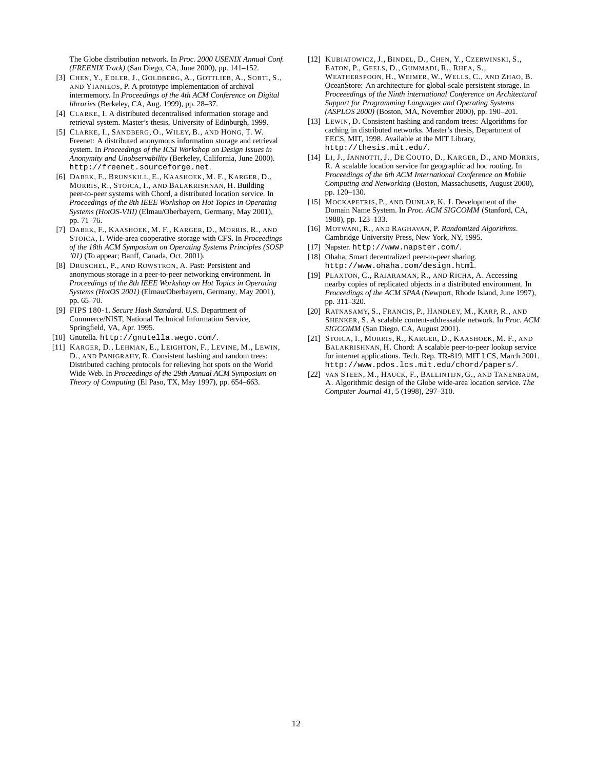The Globe distribution network. In *Proc. 2000 USENIX Annual Conf. (FREENIX Track)* (San Diego, CA, June 2000), pp. 141–152.

[3] Chen, Y., Edler, J., Goldberg, A., Gottlieb, A., Sobti, S., and Yianilos, P. A prototype implementation of archival intermemory. In *Proceedings of the 4th ACM Conference on Digital libraries* (Berkeley, CA, Aug. 1999), pp. 28–37.

[4] Clarke, I. A distributed decentralised information storage and retrieval system. Master's thesis, University of Edinburgh, 1999.

[5] Clarke, I., Sandberg, O., Wiley, B., and Hong, T. W. Freenet: A distributed anonymous information storage and retrieval system. In *Proceedings of the ICSI Workshop on Design Issues in Anonymity and Unobservability* (Berkeley, California, June 2000). http://freenet.sourceforge.net.

[6] Dabek, F., Brunskill, E., Kaashoek, M. F., Karger, D., Morris, R., Stoica, I., and Balakrishnan, H. Building peer-to-peer systems with Chord, a distributed location service. In *Proceedings of the 8th IEEE Workshop on Hot Topics in Operating Systems (HotOS-VIII)* (Elmau/Oberbayern, Germany, May 2001), pp. 71–76.

[7] Dabek, F., Kaashoek, M. F., Karger, D., Morris, R., and Stoica, I. Wide-area cooperative storage with CFS. In *Proceedings of the 18th ACM Symposium on Operating Systems Principles (SOSP '01)* (To appear; Banff, Canada, Oct. 2001).

[8] Druschel, P., and Rowstron, A. Past: Persistent and anonymous storage in a peer-to-peer networking environment. In *Proceedings of the 8th IEEE Workshop on Hot Topics in Operating Systems (HotOS 2001)* (Elmau/Oberbayern, Germany, May 2001), pp. 65–70.

[9] FIPS 180-1. *Secure Hash Standard*. U.S. Department of Commerce/NIST, National Technical Information Service, Springfield, VA, Apr. 1995.

[10] Gnutella. http://gnutella.wego.com/.

[11] Karger, D., Lehman, E., Leighton, F., Levine, M., Lewin, D., and Panigrahy, R. Consistent hashing and random trees: Distributed caching protocols for relieving hot spots on the World Wide Web. In *Proceedings of the 29th Annual ACM Symposium on Theory of Computing* (El Paso, TX, May 1997), pp. 654–663.

[12] Kubiatowicz, J., Bindel, D., Chen, Y., Czerwinski, S., Eaton, P., Geels, D., Gummadi, R., Rhea, S., Weatherspoon, H., Weimer, W., Wells, C., and Zhao, B. OceanStore: An architecture for global-scale persistent storage. In *Proceeedings of the Ninth international Conference on Architectural Support for Programming Languages and Operating Systems (ASPLOS 2000)* (Boston, MA, November 2000), pp. 190–201.

[13] Lewin, D. Consistent hashing and random trees: Algorithms for caching in distributed networks. Master's thesis, Department of EECS, MIT, 1998. Available at the MIT Library, http://thesis.mit.edu/.

[14] Li, J., Jannotti, J., De Couto, D., Karger, D., and Morris, R. A scalable location service for geographic ad hoc routing. In *Proceedings of the 6th ACM International Conference on Mobile Computing and Networking* (Boston, Massachusetts, August 2000), pp. 120–130.

[15] Mockapetris, P., and Dunlap, K. J. Development of the Domain Name System. In *Proc. ACM SIGCOMM* (Stanford, CA, 1988), pp. 123–133.

[16] Motwani, R., and Raghavan, P. *Randomized Algorithms*. Cambridge University Press, New York, NY, 1995.

[17] Napster. http://www.napster.com/.

[18] Ohaha, Smart decentralized peer-to-peer sharing. http://www.ohaha.com/design.html.

[19] Plaxton, C., Rajaraman, R., and Richa, A. Accessing nearby copies of replicated objects in a distributed environment. In *Proceedings of the ACM SPAA* (Newport, Rhode Island, June 1997), pp. 311–320.

[20] Ratnasamy, S., Francis, P., Handley, M., Karp, R., and Shenker, S. A scalable content-addressable network. In *Proc. ACM SIGCOMM* (San Diego, CA, August 2001).

[21] Stoica, I., Morris, R., Karger, D., Kaashoek, M. F., and Balakrishnan, H. Chord: A scalable peer-to-peer lookup service for internet applications. Tech. Rep. TR-819, MIT LCS, March 2001. http://www.pdos.lcs.mit.edu/chord/papers/.

[22] van Steen, M., Hauck, F., Ballintijn, G., and Tanenbaum, A. Algorithmic design of the Globe wide-area location service. *The Computer Journal 41*, 5 (1998), 297–310.